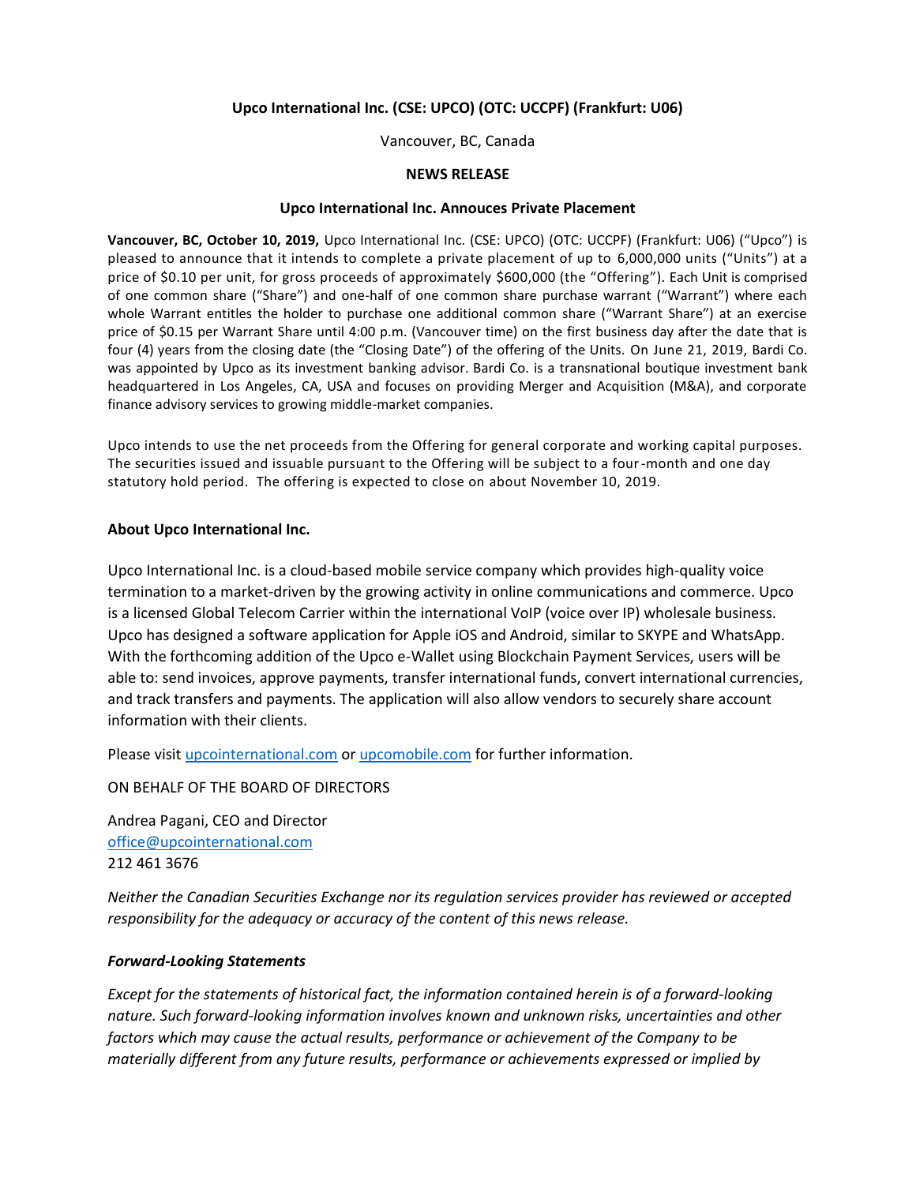**Upco International Inc. (CSE: UPCO) (OTC: UCCPF) (Frankfurt: U06)**

Vancouver, BC, Canada

**NEWS RELEASE**

**Upco International Inc. Annouces Private Placement**

**Vancouver, BC, October 10, 2019,** Upco International Inc. (CSE: UPCO) (OTC: UCCPF) (Frankfurt: U06) ("Upco") is pleased to announce that it intends to complete a private placement of up to 6,000,000 units ("Units") at a price of $0.10 per unit, for gross proceeds of approximately $600,000 (the "Offering"). Each Unit is comprised of one common share ("Share") and one-half of one common share purchase warrant ("Warrant") where each whole Warrant entitles the holder to purchase one additional common share ("Warrant Share") at an exercise price of $0.15 per Warrant Share until 4:00 p.m. (Vancouver time) on the first business day after the date that is four (4) years from the closing date (the "Closing Date") of the offering of the Units. On June 21, 2019, Bardi Co. was appointed by Upco as its investment banking advisor. Bardi Co. is a transnational boutique investment bank headquartered in Los Angeles, CA, USA and focuses on providing Merger and Acquisition (M&A), and corporate finance advisory services to growing middle-market companies.

Upco intends to use the net proceeds from the Offering for general corporate and working capital purposes. The securities issued and issuable pursuant to the Offering will be subject to a four-month and one day statutory hold period. The offering is expected to close on about November 10, 2019.

### About Upco International Inc.

Upco International Inc. is a cloud-based mobile service company which provides high-quality voice termination to a market-driven by the growing activity in online communications and commerce. Upco is a licensed Global Telecom Carrier within the international VoIP (voice over IP) wholesale business. Upco has designed a software application for Apple iOS and Android, similar to SKYPE and WhatsApp. With the forthcoming addition of the Upco e-Wallet using Blockchain Payment Services, users will be able to: send invoices, approve payments, transfer international funds, convert international currencies, and track transfers and payments. The application will also allow vendors to securely share account information with their clients.

Please visit upcointernational.com or upcomobile.com for further information.

ON BEHALF OF THE BOARD OF DIRECTORS

Andrea Pagani, CEO and Director
office@upcointernational.com
212 461 3676

*Neither the Canadian Securities Exchange nor its regulation services provider has reviewed or accepted responsibility for the adequacy or accuracy of the content of this news release.*

### *Forward-Looking Statements*

*Except for the statements of historical fact, the information contained herein is of a forward-looking nature. Such forward-looking information involves known and unknown risks, uncertainties and other factors which may cause the actual results, performance or achievement of the Company to be materially different from any future results, performance or achievements expressed or implied by*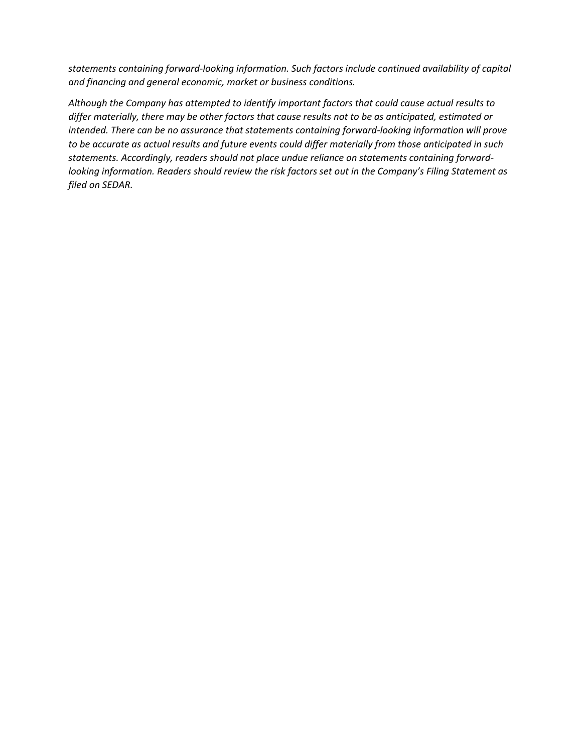*statements containing forward-looking information. Such factors include continued availability of capital and financing and general economic, market or business conditions.*

*Although the Company has attempted to identify important factors that could cause actual results to differ materially, there may be other factors that cause results not to be as anticipated, estimated or intended. There can be no assurance that statements containing forward-looking information will prove to be accurate as actual results and future events could differ materially from those anticipated in such statements. Accordingly, readers should not place undue reliance on statements containing forward-looking information. Readers should review the risk factors set out in the Company's Filing Statement as filed on SEDAR.*